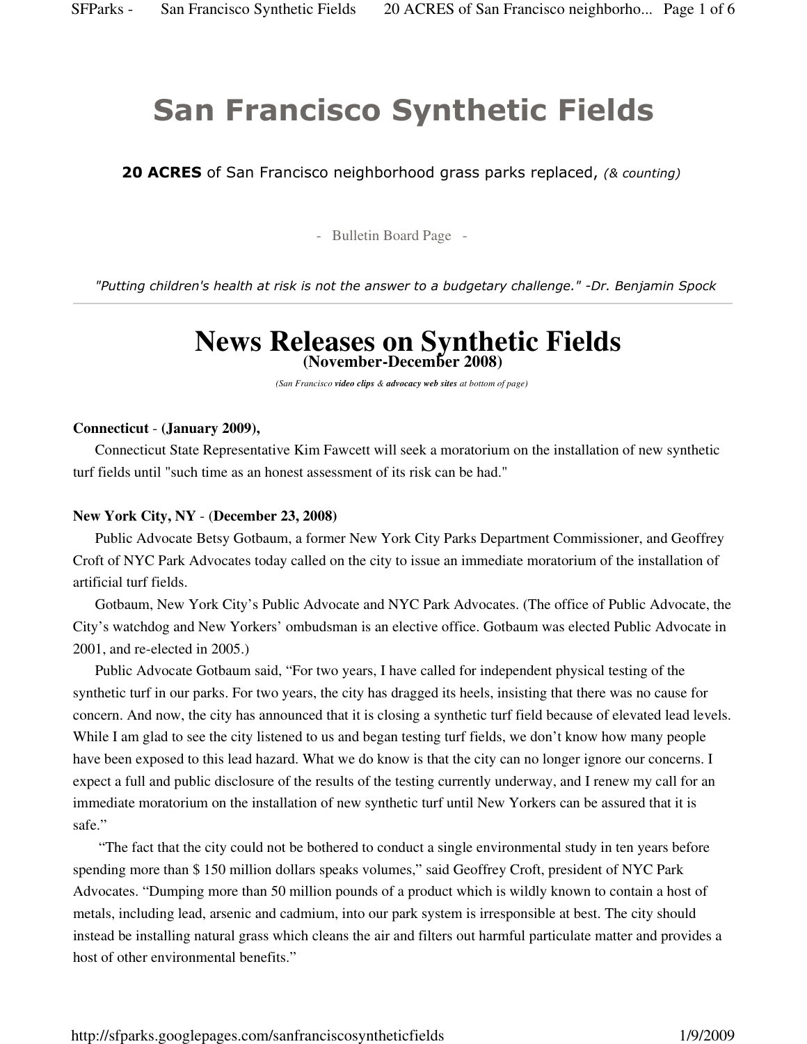# San Francisco Synthetic Fields

**20 ACRES** of San Francisco neighborhood grass parks replaced, *(& counting)*

\- Bulletin Board Page -

*"Putting children's health at risk is not the answer to a budgetary challenge." -Dr. Benjamin Spock*

---

# News Releases on Synthetic Fields

### (November-December 2008)

*(San Francisco **video clips** & **advocacy web sites** at bottom of page)*

**Connecticut** - **(January 2009),**

Connecticut State Representative Kim Fawcett will seek a moratorium on the installation of new synthetic turf fields until "such time as an honest assessment of its risk can be had."

**New York City, NY** - (**December 23, 2008)**

Public Advocate Betsy Gotbaum, a former New York City Parks Department Commissioner, and Geoffrey Croft of NYC Park Advocates today called on the city to issue an immediate moratorium of the installation of artificial turf fields.

Gotbaum, New York City's Public Advocate and NYC Park Advocates. (The office of Public Advocate, the City's watchdog and New Yorkers' ombudsman is an elective office. Gotbaum was elected Public Advocate in 2001, and re-elected in 2005.)

Public Advocate Gotbaum said, "For two years, I have called for independent physical testing of the synthetic turf in our parks. For two years, the city has dragged its heels, insisting that there was no cause for concern. And now, the city has announced that it is closing a synthetic turf field because of elevated lead levels. While I am glad to see the city listened to us and began testing turf fields, we don't know how many people have been exposed to this lead hazard. What we do know is that the city can no longer ignore our concerns. I expect a full and public disclosure of the results of the testing currently underway, and I renew my call for an immediate moratorium on the installation of new synthetic turf until New Yorkers can be assured that it is safe."

"The fact that the city could not be bothered to conduct a single environmental study in ten years before spending more than $ 150 million dollars speaks volumes," said Geoffrey Croft, president of NYC Park Advocates. "Dumping more than 50 million pounds of a product which is wildly known to contain a host of metals, including lead, arsenic and cadmium, into our park system is irresponsible at best. The city should instead be installing natural grass which cleans the air and filters out harmful particulate matter and provides a host of other environmental benefits."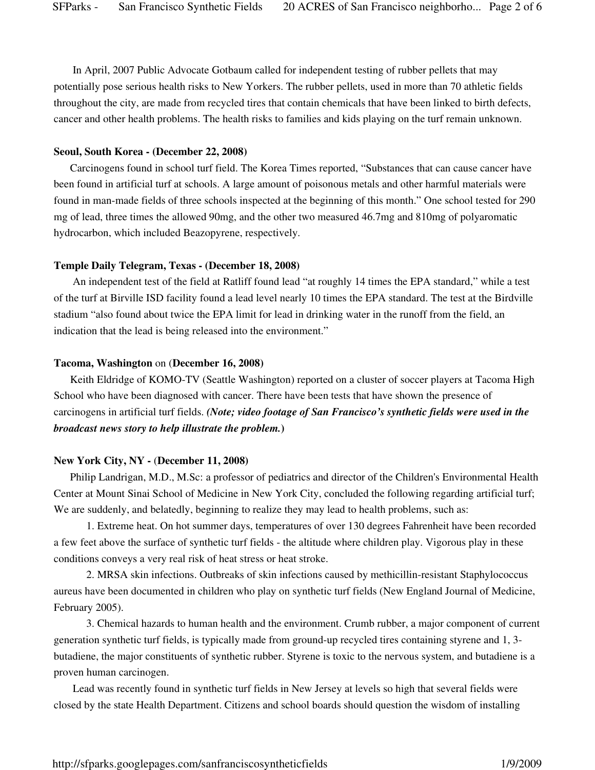In April, 2007 Public Advocate Gotbaum called for independent testing of rubber pellets that may potentially pose serious health risks to New Yorkers. The rubber pellets, used in more than 70 athletic fields throughout the city, are made from recycled tires that contain chemicals that have been linked to birth defects, cancer and other health problems. The health risks to families and kids playing on the turf remain unknown.

**Seoul, South Korea - (December 22, 2008)**

Carcinogens found in school turf field. The Korea Times reported, "Substances that can cause cancer have been found in artificial turf at schools. A large amount of poisonous metals and other harmful materials were found in man-made fields of three schools inspected at the beginning of this month." One school tested for 290 mg of lead, three times the allowed 90mg, and the other two measured 46.7mg and 810mg of polyaromatic hydrocarbon, which included Beazopyrene, respectively.

**Temple Daily Telegram, Texas - (December 18, 2008)**

An independent test of the field at Ratliff found lead "at roughly 14 times the EPA standard," while a test of the turf at Birville ISD facility found a lead level nearly 10 times the EPA standard. The test at the Birdville stadium "also found about twice the EPA limit for lead in drinking water in the runoff from the field, an indication that the lead is being released into the environment."

**Tacoma, Washington** on (**December 16, 2008**)

Keith Eldridge of KOMO-TV (Seattle Washington) reported on a cluster of soccer players at Tacoma High School who have been diagnosed with cancer. There have been tests that have shown the presence of carcinogens in artificial turf fields. ***(Note; video footage of San Francisco's synthetic fields were used in the broadcast news story to help illustrate the problem.)***

**New York City, NY -** (**December 11, 2008)**

Philip Landrigan, M.D., M.Sc: a professor of pediatrics and director of the Children's Environmental Health Center at Mount Sinai School of Medicine in New York City, concluded the following regarding artificial turf; We are suddenly, and belatedly, beginning to realize they may lead to health problems, such as:

1. Extreme heat. On hot summer days, temperatures of over 130 degrees Fahrenheit have been recorded a few feet above the surface of synthetic turf fields - the altitude where children play. Vigorous play in these conditions conveys a very real risk of heat stress or heat stroke.

2. MRSA skin infections. Outbreaks of skin infections caused by methicillin-resistant Staphylococcus aureus have been documented in children who play on synthetic turf fields (New England Journal of Medicine, February 2005).

3. Chemical hazards to human health and the environment. Crumb rubber, a major component of current generation synthetic turf fields, is typically made from ground-up recycled tires containing styrene and 1, 3-butadiene, the major constituents of synthetic rubber. Styrene is toxic to the nervous system, and butadiene is a proven human carcinogen.

Lead was recently found in synthetic turf fields in New Jersey at levels so high that several fields were closed by the state Health Department. Citizens and school boards should question the wisdom of installing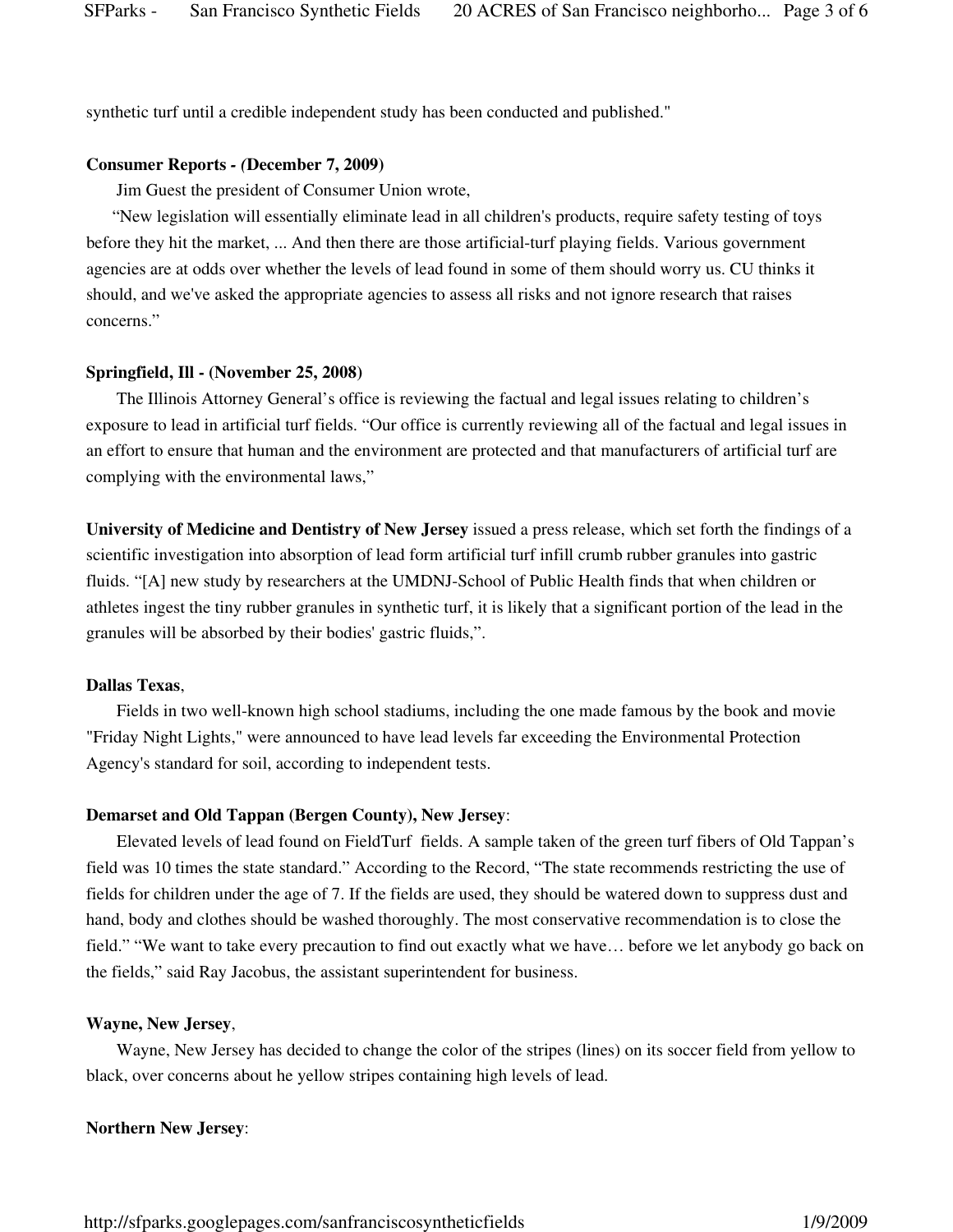synthetic turf until a credible independent study has been conducted and published."

**Consumer Reports - (December 7, 2009)**

Jim Guest the president of Consumer Union wrote,

"New legislation will essentially eliminate lead in all children's products, require safety testing of toys before they hit the market, ... And then there are those artificial-turf playing fields. Various government agencies are at odds over whether the levels of lead found in some of them should worry us. CU thinks it should, and we've asked the appropriate agencies to assess all risks and not ignore research that raises concerns."

**Springfield, Ill - (November 25, 2008)**

The Illinois Attorney General's office is reviewing the factual and legal issues relating to children's exposure to lead in artificial turf fields. "Our office is currently reviewing all of the factual and legal issues in an effort to ensure that human and the environment are protected and that manufacturers of artificial turf are complying with the environmental laws,"

**University of Medicine and Dentistry of New Jersey** issued a press release, which set forth the findings of a scientific investigation into absorption of lead form artificial turf infill crumb rubber granules into gastric fluids. "[A] new study by researchers at the UMDNJ-School of Public Health finds that when children or athletes ingest the tiny rubber granules in synthetic turf, it is likely that a significant portion of the lead in the granules will be absorbed by their bodies' gastric fluids,".

**Dallas Texas**,

Fields in two well-known high school stadiums, including the one made famous by the book and movie "Friday Night Lights," were announced to have lead levels far exceeding the Environmental Protection Agency's standard for soil, according to independent tests.

**Demarset and Old Tappan (Bergen County), New Jersey**:

Elevated levels of lead found on FieldTurf fields. A sample taken of the green turf fibers of Old Tappan's field was 10 times the state standard." According to the Record, "The state recommends restricting the use of fields for children under the age of 7. If the fields are used, they should be watered down to suppress dust and hand, body and clothes should be washed thoroughly. The most conservative recommendation is to close the field." "We want to take every precaution to find out exactly what we have… before we let anybody go back on the fields," said Ray Jacobus, the assistant superintendent for business.

**Wayne, New Jersey**,

Wayne, New Jersey has decided to change the color of the stripes (lines) on its soccer field from yellow to black, over concerns about he yellow stripes containing high levels of lead.

**Northern New Jersey**: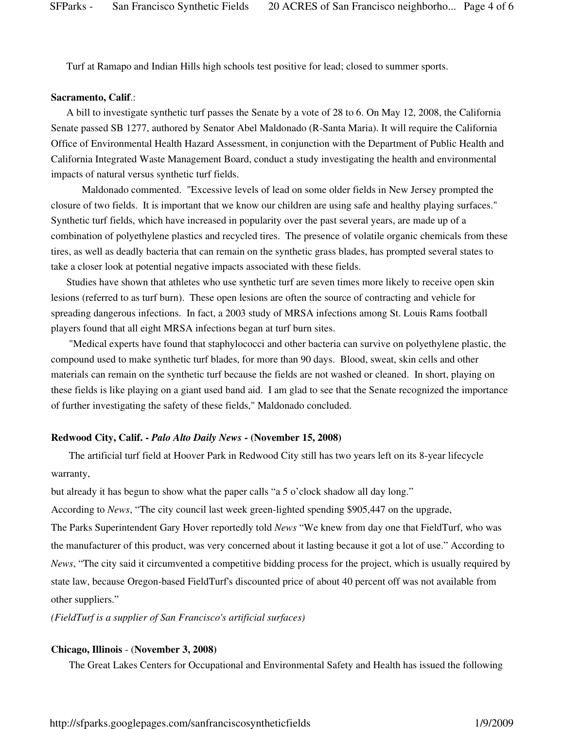Turf at Ramapo and Indian Hills high schools test positive for lead; closed to summer sports.

**Sacramento, Calif**.:

A bill to investigate synthetic turf passes the Senate by a vote of 28 to 6. On May 12, 2008, the California Senate passed SB 1277, authored by Senator Abel Maldonado (R-Santa Maria). It will require the California Office of Environmental Health Hazard Assessment, in conjunction with the Department of Public Health and California Integrated Waste Management Board, conduct a study investigating the health and environmental impacts of natural versus synthetic turf fields.

Maldonado commented. "Excessive levels of lead on some older fields in New Jersey prompted the closure of two fields. It is important that we know our children are using safe and healthy playing surfaces." Synthetic turf fields, which have increased in popularity over the past several years, are made up of a combination of polyethylene plastics and recycled tires. The presence of volatile organic chemicals from these tires, as well as deadly bacteria that can remain on the synthetic grass blades, has prompted several states to take a closer look at potential negative impacts associated with these fields.

Studies have shown that athletes who use synthetic turf are seven times more likely to receive open skin lesions (referred to as turf burn). These open lesions are often the source of contracting and vehicle for spreading dangerous infections. In fact, a 2003 study of MRSA infections among St. Louis Rams football players found that all eight MRSA infections began at turf burn sites.

"Medical experts have found that staphylococci and other bacteria can survive on polyethylene plastic, the compound used to make synthetic turf blades, for more than 90 days. Blood, sweat, skin cells and other materials can remain on the synthetic turf because the fields are not washed or cleaned. In short, playing on these fields is like playing on a giant used band aid. I am glad to see that the Senate recognized the importance of further investigating the safety of these fields," Maldonado concluded.

**Redwood City, Calif. -** ***Palo Alto Daily News*** **- (November 15, 2008)**

The artificial turf field at Hoover Park in Redwood City still has two years left on its 8-year lifecycle warranty,

but already it has begun to show what the paper calls "a 5 o'clock shadow all day long."

According to *News*, "The city council last week green-lighted spending $905,447 on the upgrade,

The Parks Superintendent Gary Hover reportedly told *News* "We knew from day one that FieldTurf, who was the manufacturer of this product, was very concerned about it lasting because it got a lot of use." According to *News*, "The city said it circumvented a competitive bidding process for the project, which is usually required by state law, because Oregon-based FieldTurf's discounted price of about 40 percent off was not available from other suppliers."

*(FieldTurf is a supplier of San Francisco's artificial surfaces)*

**Chicago, Illinois** - (**November 3, 2008)**

The Great Lakes Centers for Occupational and Environmental Safety and Health has issued the following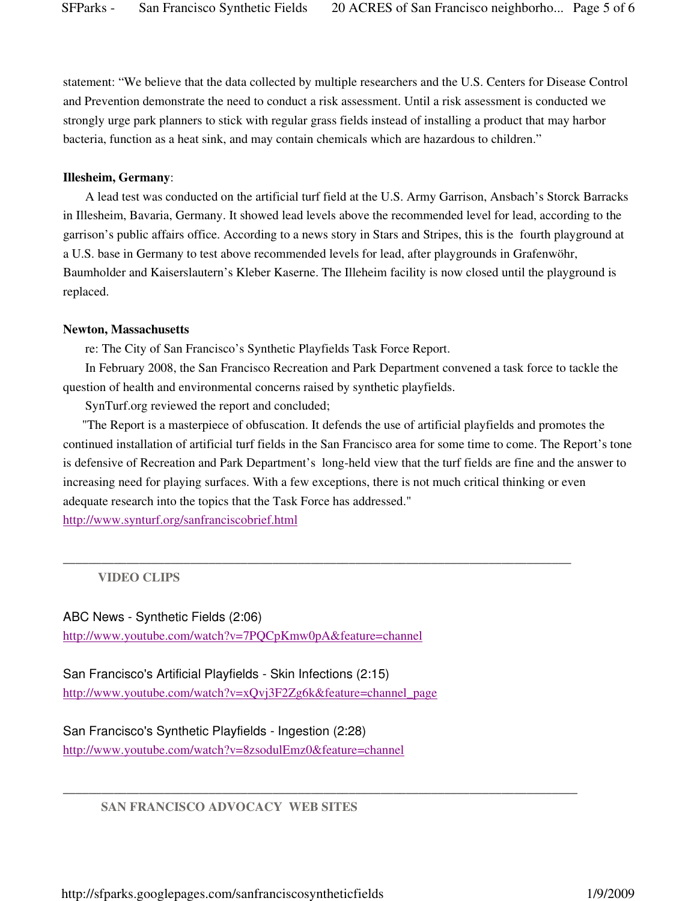statement: "We believe that the data collected by multiple researchers and the U.S. Centers for Disease Control and Prevention demonstrate the need to conduct a risk assessment. Until a risk assessment is conducted we strongly urge park planners to stick with regular grass fields instead of installing a product that may harbor bacteria, function as a heat sink, and may contain chemicals which are hazardous to children."

**Illesheim, Germany**:

A lead test was conducted on the artificial turf field at the U.S. Army Garrison, Ansbach's Storck Barracks in Illesheim, Bavaria, Germany. It showed lead levels above the recommended level for lead, according to the garrison's public affairs office. According to a news story in Stars and Stripes, this is the fourth playground at a U.S. base in Germany to test above recommended levels for lead, after playgrounds in Grafenwöhr, Baumholder and Kaiserslautern's Kleber Kaserne. The Illeheim facility is now closed until the playground is replaced.

**Newton, Massachusetts**

re: The City of San Francisco's Synthetic Playfields Task Force Report.

In February 2008, the San Francisco Recreation and Park Department convened a task force to tackle the question of health and environmental concerns raised by synthetic playfields.

SynTurf.org reviewed the report and concluded;

"The Report is a masterpiece of obfuscation. It defends the use of artificial playfields and promotes the continued installation of artificial turf fields in the San Francisco area for some time to come. The Report's tone is defensive of Recreation and Park Department's long-held view that the turf fields are fine and the answer to increasing need for playing surfaces. With a few exceptions, there is not much critical thinking or even adequate research into the topics that the Task Force has addressed."
http://www.synturf.org/sanfranciscobrief.html

---

**VIDEO CLIPS**

ABC News - Synthetic Fields (2:06)
http://www.youtube.com/watch?v=7PQCpKmw0pA&feature=channel

San Francisco's Artificial Playfields - Skin Infections (2:15)
http://www.youtube.com/watch?v=xQvj3F2Zg6k&feature=channel_page

San Francisco's Synthetic Playfields - Ingestion (2:28)
http://www.youtube.com/watch?v=8zsodulEmz0&feature=channel

---

**SAN FRANCISCO ADVOCACY WEB SITES**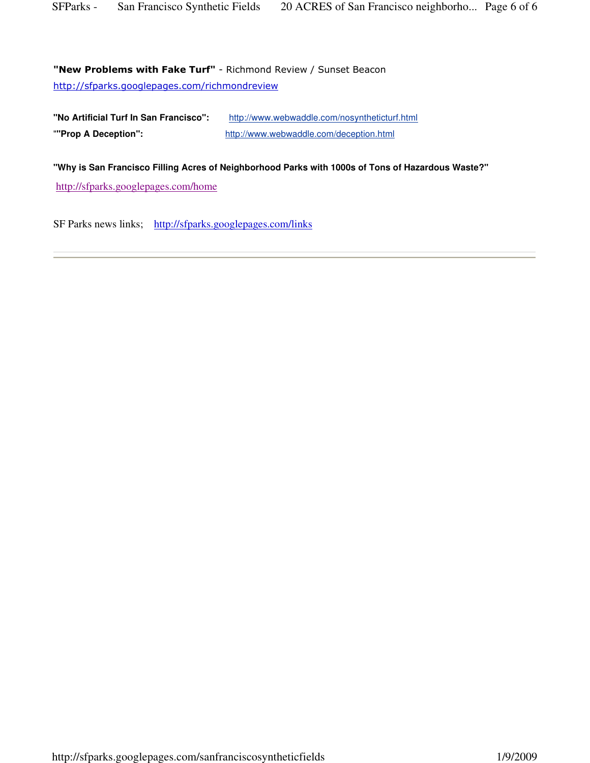**"New Problems with Fake Turf"** - Richmond Review / Sunset Beacon
http://sfparks.googlepages.com/richmondreview

**"No Artificial Turf In San Francisco":** http://www.webwaddle.com/nosyntheticturf.html
**""Prop A Deception":** http://www.webwaddle.com/deception.html

**"Why is San Francisco Filling Acres of Neighborhood Parks with 1000s of Tons of Hazardous Waste?"**

http://sfparks.googlepages.com/home

SF Parks news links; http://sfparks.googlepages.com/links

---